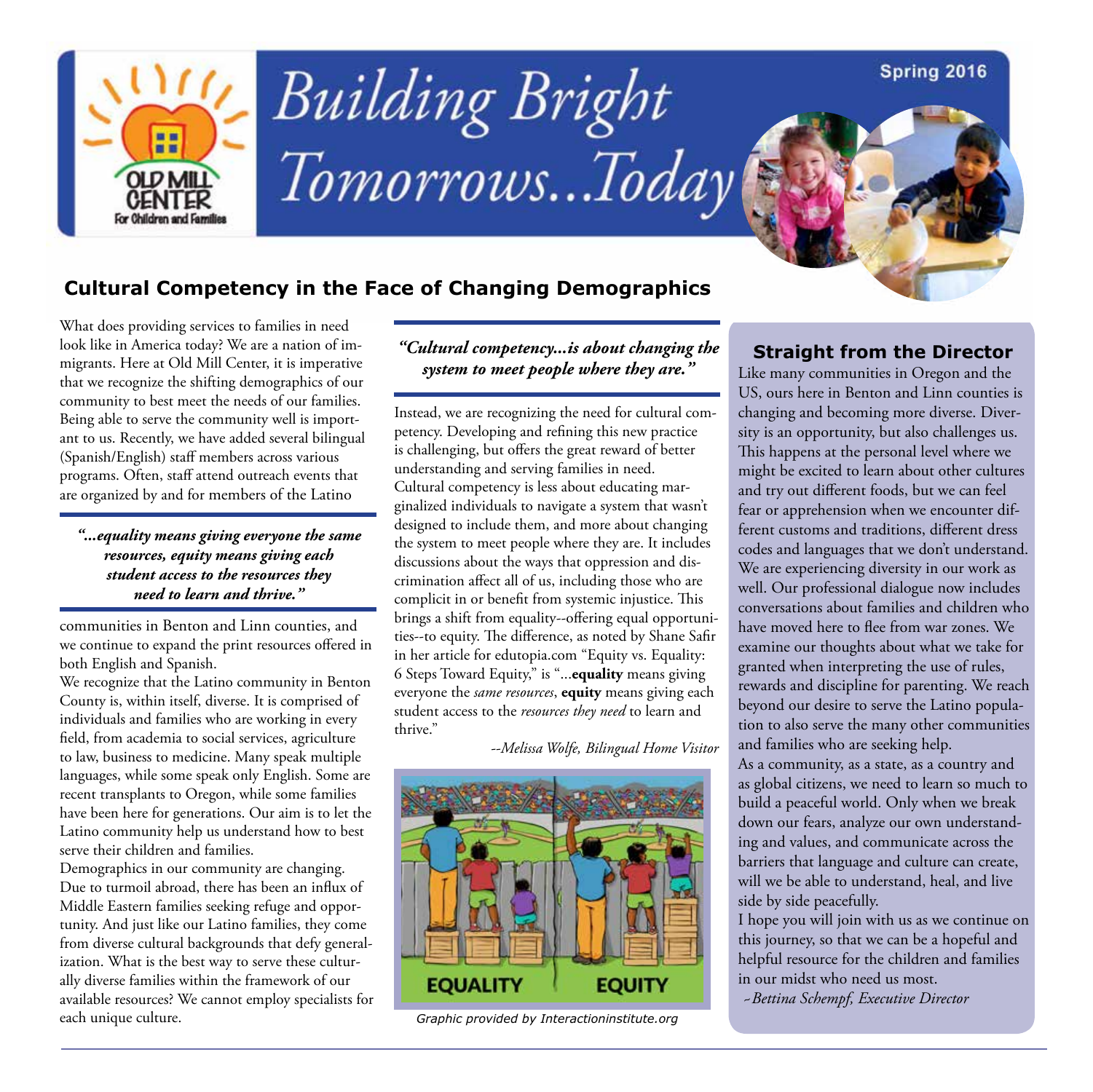# Building Bright Tomorrows...Today

Spring 2016

OLD MILL CENTER For Children and Families

## Cultural Competency in the Face of Changing Demographics

What does providing services to families in need look like in America today? We are a nation of immigrants. Here at Old Mill Center, it is imperative that we recognize the shifting demographics of our community to best meet the needs of our families. Being able to serve the community well is important to us. Recently, we have added several bilingual (Spanish/English) staff members across various programs. Often, staff attend outreach events that are organized by and for members of the Latino communities in Benton and Linn counties, and we continue to expand the print resources offered in both English and Spanish.

> ***"...equality means giving everyone the same resources, equity means giving each student access to the resources they need to learn and thrive."***

We recognize that the Latino community in Benton County is, within itself, diverse. It is comprised of individuals and families who are working in every field, from academia to social services, agriculture to law, business to medicine. Many speak multiple languages, while some speak only English. Some are recent transplants to Oregon, while some families have been here for generations. Our aim is to let the Latino community help us understand how to best serve their children and families.

Demographics in our community are changing. Due to turmoil abroad, there has been an influx of Middle Eastern families seeking refuge and opportunity. And just like our Latino families, they come from diverse cultural backgrounds that defy generalization. What is the best way to serve these culturally diverse families within the framework of our available resources? We cannot employ specialists for each unique culture.

> ***"Cultural competency...is about changing the system to meet people where they are."***

Instead, we are recognizing the need for cultural competency. Developing and refining this new practice is challenging, but offers the great reward of better understanding and serving families in need. Cultural competency is less about educating marginalized individuals to navigate a system that wasn't designed to include them, and more about changing the system to meet people where they are. It includes discussions about the ways that oppression and discrimination affect all of us, including those who are complicit in or benefit from systemic injustice. This brings a shift from equality--offering equal opportunities--to equity. The difference, as noted by Shane Safir in her article for edutopia.com "Equity vs. Equality: 6 Steps Toward Equity," is "...**equality** means giving everyone the *same resources*, **equity** means giving each student access to the *resources they need* to learn and thrive."

*--Melissa Wolfe, Bilingual Home Visitor*

EQUALITY EQUITY

*Graphic provided by Interactioninstitute.org*

### Straight from the Director

Like many communities in Oregon and the US, ours here in Benton and Linn counties is changing and becoming more diverse. Diversity is an opportunity, but also challenges us. This happens at the personal level where we might be excited to learn about other cultures and try out different foods, but we can feel fear or apprehension when we encounter different customs and traditions, different dress codes and languages that we don't understand. We are experiencing diversity in our work as well. Our professional dialogue now includes conversations about families and children who have moved here to flee from war zones. We examine our thoughts about what we take for granted when interpreting the use of rules, rewards and discipline for parenting. We reach beyond our desire to serve the Latino population to also serve the many other communities and families who are seeking help.

As a community, as a state, as a country and as global citizens, we need to learn so much to build a peaceful world. Only when we break down our fears, analyze our own understanding and values, and communicate across the barriers that language and culture can create, will we be able to understand, heal, and live side by side peacefully.

I hope you will join with us as we continue on this journey, so that we can be a hopeful and helpful resource for the children and families in our midst who need us most.

*~Bettina Schempf, Executive Director*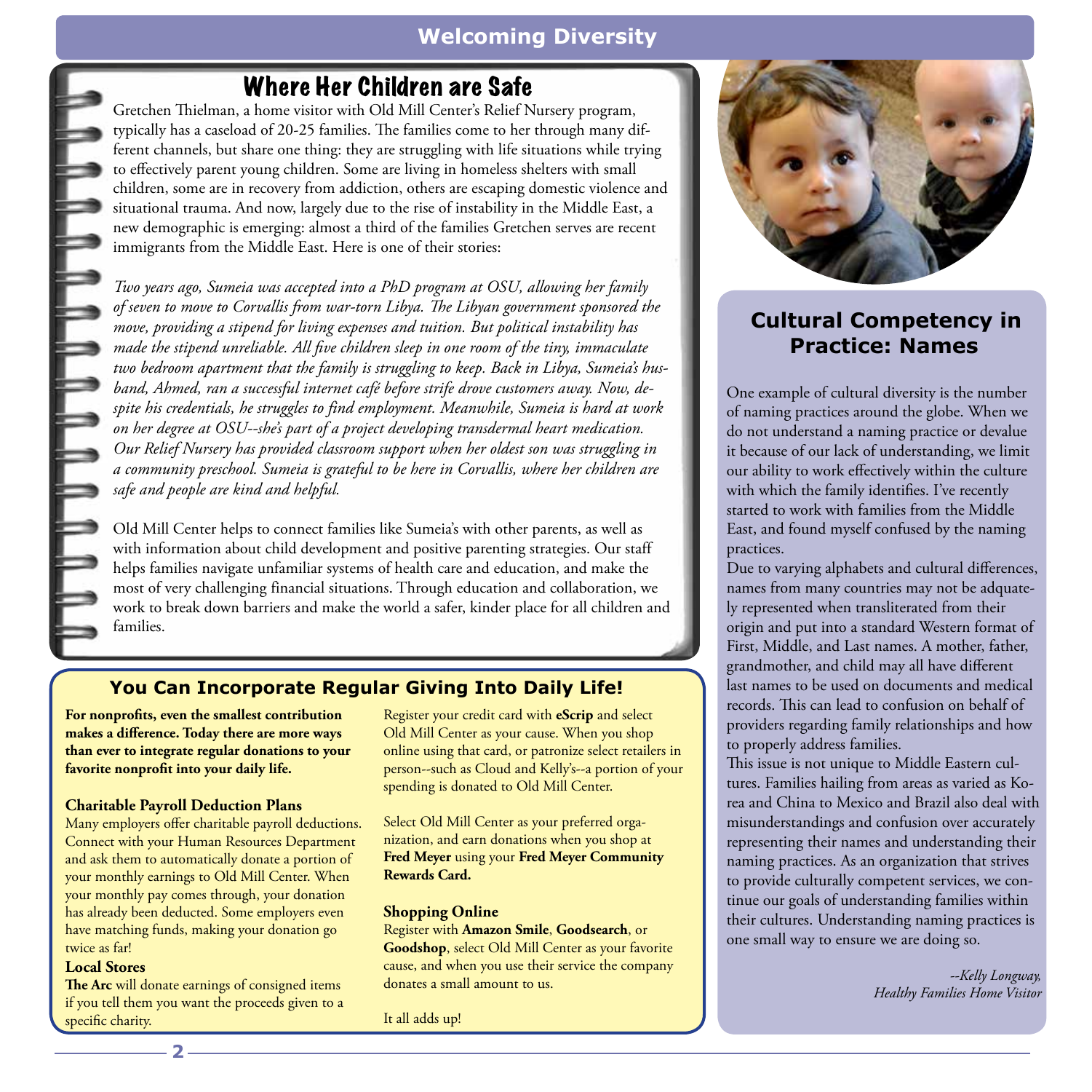## Welcoming Diversity

### Where Her Children are Safe

Gretchen Thielman, a home visitor with Old Mill Center's Relief Nursery program, typically has a caseload of 20-25 families. The families come to her through many different channels, but share one thing: they are struggling with life situations while trying to effectively parent young children. Some are living in homeless shelters with small children, some are in recovery from addiction, others are escaping domestic violence and situational trauma. And now, largely due to the rise of instability in the Middle East, a new demographic is emerging: almost a third of the families Gretchen serves are recent immigrants from the Middle East. Here is one of their stories:

*Two years ago, Sumeia was accepted into a PhD program at OSU, allowing her family of seven to move to Corvallis from war-torn Libya. The Libyan government sponsored the move, providing a stipend for living expenses and tuition. But political instability has made the stipend unreliable. All five children sleep in one room of the tiny, immaculate two bedroom apartment that the family is struggling to keep. Back in Libya, Sumeia's husband, Ahmed, ran a successful internet café before strife drove customers away. Now, despite his credentials, he struggles to find employment. Meanwhile, Sumeia is hard at work on her degree at OSU--she's part of a project developing transdermal heart medication. Our Relief Nursery has provided classroom support when her oldest son was struggling in a community preschool. Sumeia is grateful to be here in Corvallis, where her children are safe and people are kind and helpful.*

Old Mill Center helps to connect families like Sumeia's with other parents, as well as with information about child development and positive parenting strategies. Our staff helps families navigate unfamiliar systems of health care and education, and make the most of very challenging financial situations. Through education and collaboration, we work to break down barriers and make the world a safer, kinder place for all children and families.

### Cultural Competency in Practice: Names

One example of cultural diversity is the number of naming practices around the globe. When we do not understand a naming practice or devalue it because of our lack of understanding, we limit our ability to work effectively within the culture with which the family identifies. I've recently started to work with families from the Middle East, and found myself confused by the naming practices.

Due to varying alphabets and cultural differences, names from many countries may not be adquately represented when transliterated from their origin and put into a standard Western format of First, Middle, and Last names. A mother, father, grandmother, and child may all have different last names to be used on documents and medical records. This can lead to confusion on behalf of providers regarding family relationships and how to properly address families.

This issue is not unique to Middle Eastern cultures. Families hailing from areas as varied as Korea and China to Mexico and Brazil also deal with misunderstandings and confusion over accurately representing their names and understanding their naming practices. As an organization that strives to provide culturally competent services, we continue our goals of understanding families within their cultures. Understanding naming practices is one small way to ensure we are doing so.

*--Kelly Longway,*
*Healthy Families Home Visitor*

### You Can Incorporate Regular Giving Into Daily Life!

**For nonprofits, even the smallest contribution makes a difference. Today there are more ways than ever to integrate regular donations to your favorite nonprofit into your daily life.**

**Charitable Payroll Deduction Plans**

Many employers offer charitable payroll deductions. Connect with your Human Resources Department and ask them to automatically donate a portion of your monthly earnings to Old Mill Center. When your monthly pay comes through, your donation has already been deducted. Some employers even have matching funds, making your donation go twice as far!

**Local Stores**

**The Arc** will donate earnings of consigned items if you tell them you want the proceeds given to a specific charity.

Register your credit card with **eScrip** and select Old Mill Center as your cause. When you shop online using that card, or patronize select retailers in person--such as Cloud and Kelly's--a portion of your spending is donated to Old Mill Center.

Select Old Mill Center as your preferred organization, and earn donations when you shop at **Fred Meyer** using your **Fred Meyer Community Rewards Card.**

**Shopping Online**

Register with **Amazon Smile**, **Goodsearch**, or **Goodshop**, select Old Mill Center as your favorite cause, and when you use their service the company donates a small amount to us.

It all adds up!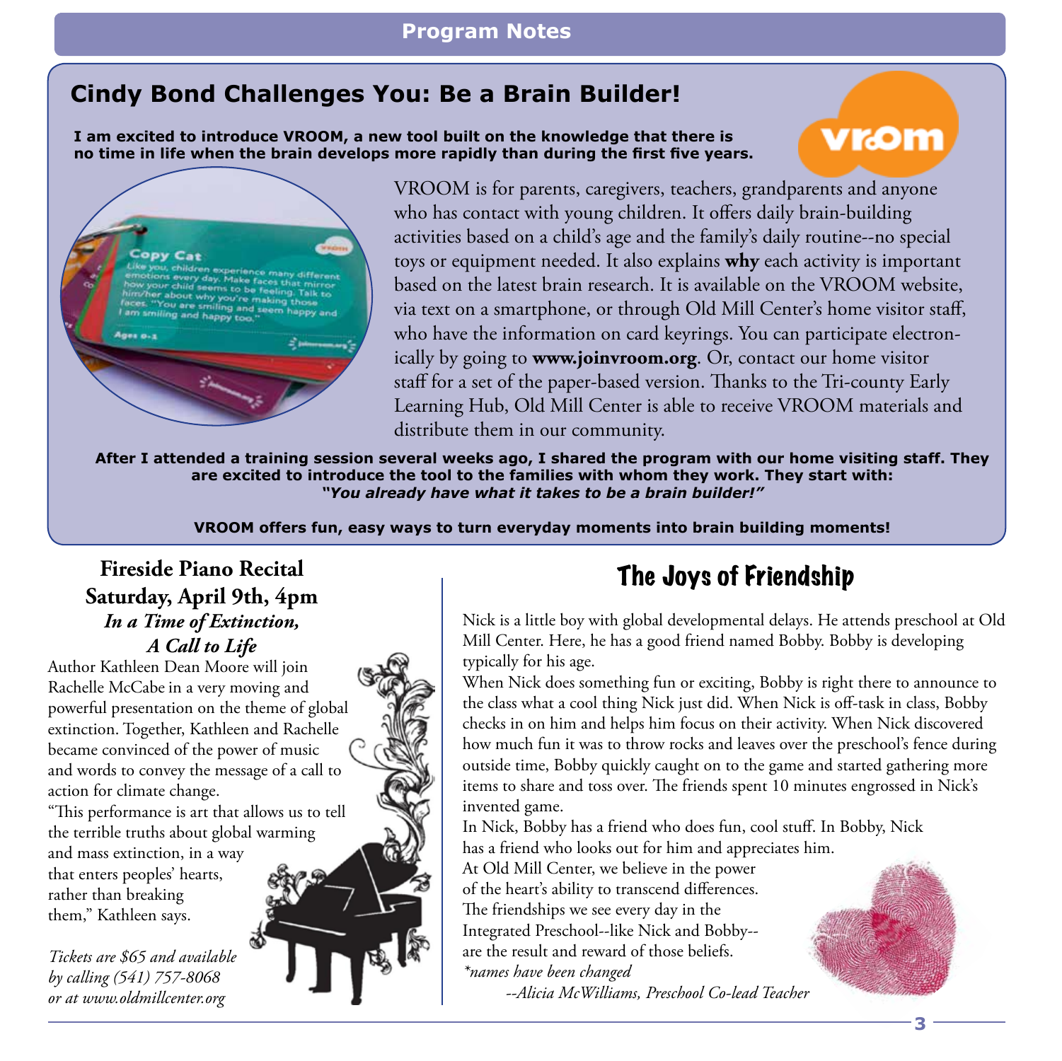## Program Notes

## Cindy Bond Challenges You: Be a Brain Builder!

**I am excited to introduce VROOM, a new tool built on the knowledge that there is no time in life when the brain develops more rapidly than during the first five years.**

VROOM is for parents, caregivers, teachers, grandparents and anyone who has contact with young children. It offers daily brain-building activities based on a child's age and the family's daily routine--no special toys or equipment needed. It also explains **why** each activity is important based on the latest brain research. It is available on the VROOM website, via text on a smartphone, or through Old Mill Center's home visitor staff, who have the information on card keyrings. You can participate electronically by going to **www.joinvroom.org**. Or, contact our home visitor staff for a set of the paper-based version. Thanks to the Tri-county Early Learning Hub, Old Mill Center is able to receive VROOM materials and distribute them in our community.

**After I attended a training session several weeks ago, I shared the program with our home visiting staff. They are excited to introduce the tool to the families with whom they work. They start with:** ***"You already have what it takes to be a brain builder!"***

**VROOM offers fun, easy ways to turn everyday moments into brain building moments!**

### Fireside Piano Recital
### Saturday, April 9th, 4pm
### *In a Time of Extinction, A Call to Life*

Author Kathleen Dean Moore will join Rachelle McCabe in a very moving and powerful presentation on the theme of global extinction. Together, Kathleen and Rachelle became convinced of the power of music and words to convey the message of a call to action for climate change.

"This performance is art that allows us to tell the terrible truths about global warming and mass extinction, in a way that enters peoples' hearts, rather than breaking them," Kathleen says.

*Tickets are $65 and available by calling (541) 757-8068 or at www.oldmillcenter.org*

## The Joys of Friendship

Nick is a little boy with global developmental delays. He attends preschool at Old Mill Center. Here, he has a good friend named Bobby. Bobby is developing typically for his age.

When Nick does something fun or exciting, Bobby is right there to announce to the class what a cool thing Nick just did. When Nick is off-task in class, Bobby checks in on him and helps him focus on their activity. When Nick discovered how much fun it was to throw rocks and leaves over the preschool's fence during outside time, Bobby quickly caught on to the game and started gathering more items to share and toss over. The friends spent 10 minutes engrossed in Nick's invented game.

In Nick, Bobby has a friend who does fun, cool stuff. In Bobby, Nick has a friend who looks out for him and appreciates him.

At Old Mill Center, we believe in the power of the heart's ability to transcend differences. The friendships we see every day in the Integrated Preschool--like Nick and Bobby--are the result and reward of those beliefs.

*\*names have been changed*

*--Alicia McWilliams, Preschool Co-lead Teacher*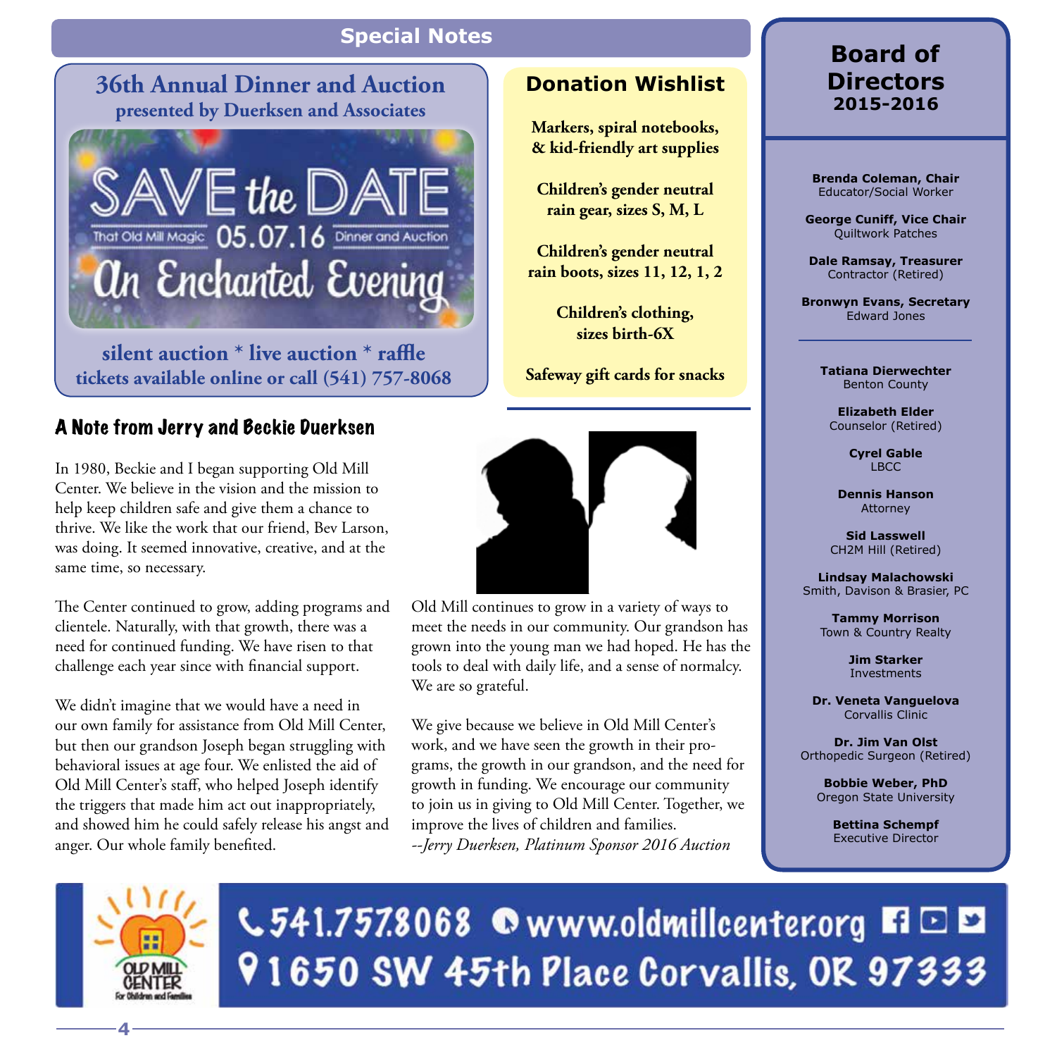## Special Notes

### 36th Annual Dinner and Auction
**presented by Duerksen and Associates**

SAVE the DATE

That Old Mill Magic 05.07.16 Dinner and Auction

An Enchanted Evening

**silent auction * live auction * raffle**
**tickets available online or call (541) 757-8068**

### Donation Wishlist

**Markers, spiral notebooks, & kid-friendly art supplies**

**Children's gender neutral rain gear, sizes S, M, L**

**Children's gender neutral rain boots, sizes 11, 12, 1, 2**

**Children's clothing, sizes birth-6X**

**Safeway gift cards for snacks**

### A Note from Jerry and Beckie Duerksen

In 1980, Beckie and I began supporting Old Mill Center. We believe in the vision and the mission to help keep children safe and give them a chance to thrive. We like the work that our friend, Bev Larson, was doing. It seemed innovative, creative, and at the same time, so necessary.

The Center continued to grow, adding programs and clientele. Naturally, with that growth, there was a need for continued funding. We have risen to that challenge each year since with financial support.

We didn't imagine that we would have a need in our own family for assistance from Old Mill Center, but then our grandson Joseph began struggling with behavioral issues at age four. We enlisted the aid of Old Mill Center's staff, who helped Joseph identify the triggers that made him act out inappropriately, and showed him he could safely release his angst and anger. Our whole family benefited.

Old Mill continues to grow in a variety of ways to meet the needs in our community. Our grandson has grown into the young man we had hoped. He has the tools to deal with daily life, and a sense of normalcy. We are so grateful.

We give because we believe in Old Mill Center's work, and we have seen the growth in their programs, the growth in our grandson, and the need for growth in funding. We encourage our community to join us in giving to Old Mill Center. Together, we improve the lives of children and families.
*--Jerry Duerksen, Platinum Sponsor 2016 Auction*

### Board of Directors 2015-2016

**Brenda Coleman, Chair**
Educator/Social Worker

**George Cuniff, Vice Chair**
Quiltwork Patches

**Dale Ramsay, Treasurer**
Contractor (Retired)

**Bronwyn Evans, Secretary**
Edward Jones

**Tatiana Dierwechter**
Benton County

**Elizabeth Elder**
Counselor (Retired)

**Cyrel Gable**
LBCC

**Dennis Hanson**
Attorney

**Sid Lasswell**
CH2M Hill (Retired)

**Lindsay Malachowski**
Smith, Davison & Brasier, PC

**Tammy Morrison**
Town & Country Realty

**Jim Starker**
Investments

**Dr. Veneta Vanguelova**
Corvallis Clinic

**Dr. Jim Van Olst**
Orthopedic Surgeon (Retired)

**Bobbie Weber, PhD**
Oregon State University

**Bettina Schempf**
Executive Director

OLD MILL CENTER For Children and Families

541.757.8068 www.oldmillcenter.org
1650 SW 45th Place Corvallis, OR 97333